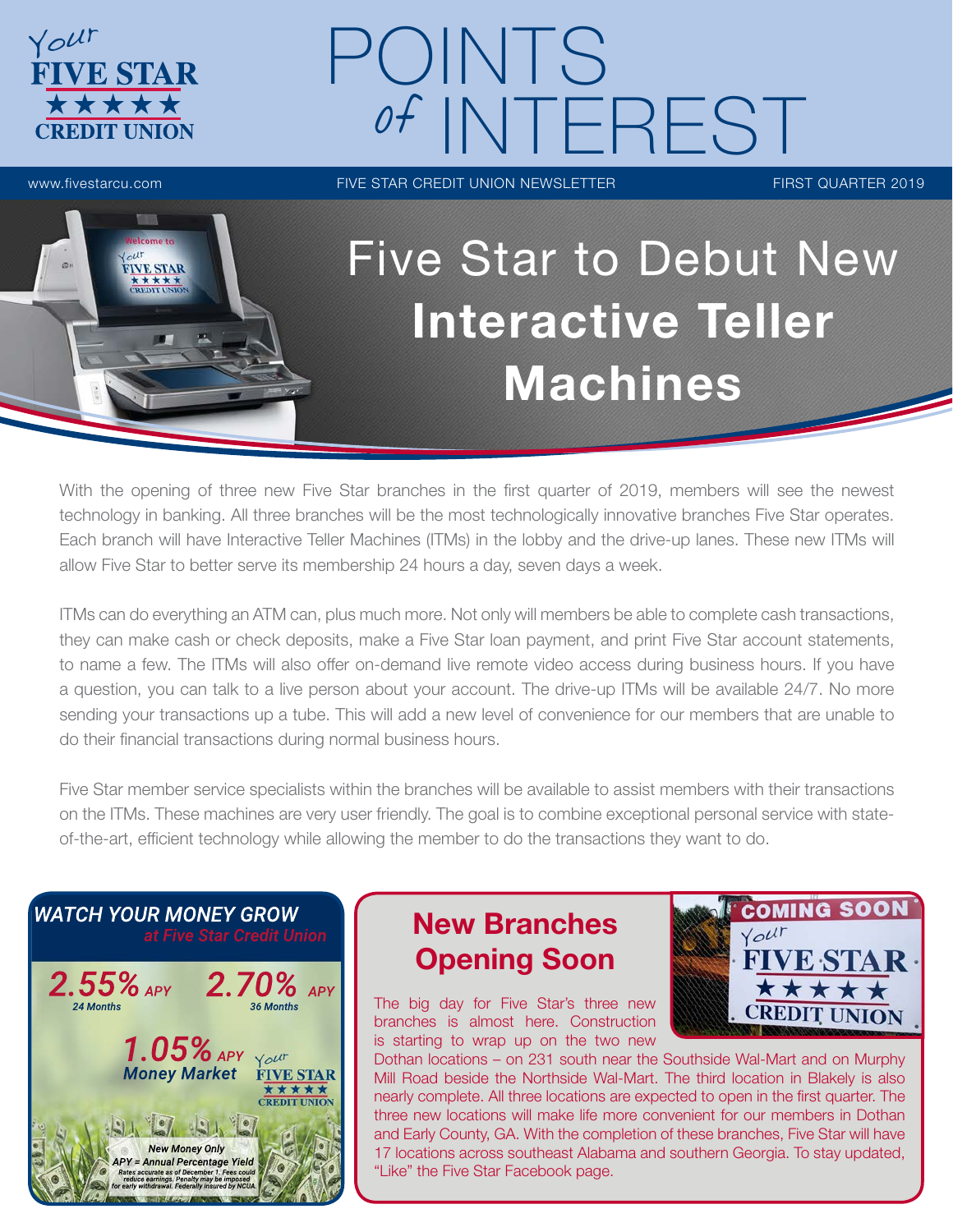# POINTS of INTEREST

www.fivestarcu.com | FIVE STAR CREDIT UNION NEWSLETTER | FIRST QUARTER 2019

## Five Star to Debut New **Interactive Teller Machines**

With the opening of three new Five Star branches in the first quarter of 2019, members will see the newest technology in banking. All three branches will be the most technologically innovative branches Five Star operates. Each branch will have Interactive Teller Machines (ITMs) in the lobby and the drive-up lanes. These new ITMs will allow Five Star to better serve its membership 24 hours a day, seven days a week.

ITMs can do everything an ATM can, plus much more. Not only will members be able to complete cash transactions, they can make cash or check deposits, make a Five Star loan payment, and print Five Star account statements, to name a few. The ITMs will also offer on-demand live remote video access during business hours. If you have a question, you can talk to a live person about your account. The drive-up ITMs will be available 24/7. No more sending your transactions up a tube. This will add a new level of convenience for our members that are unable to do their financial transactions during normal business hours.

Five Star member service specialists within the branches will be available to assist members with their transactions on the ITMs. These machines are very user friendly. The goal is to combine exceptional personal service with state-of-the-art, efficient technology while allowing the member to do the transactions they want to do.

### WATCH YOUR MONEY GROW *at Five Star Credit Union*

**2.55%** APY — 24 Months

**2.70%** APY — 36 Months

**1.05%** APY — Money Market

*New Money Only*

*APY = Annual Percentage Yield*

*Rates accurate as of December 1. Fees could reduce earnings. Penalty may be imposed for early withdrawal. Federally insured by NCUA.*

### New Branches Opening Soon

The big day for Five Star's three new branches is almost here. Construction is starting to wrap up on the two new Dothan locations – on 231 south near the Southside Wal-Mart and on Murphy Mill Road beside the Northside Wal-Mart. The third location in Blakely is also nearly complete. All three locations are expected to open in the first quarter. The three new locations will make life more convenient for our members in Dothan and Early County, GA. With the completion of these branches, Five Star will have 17 locations across southeast Alabama and southern Georgia. To stay updated, "Like" the Five Star Facebook page.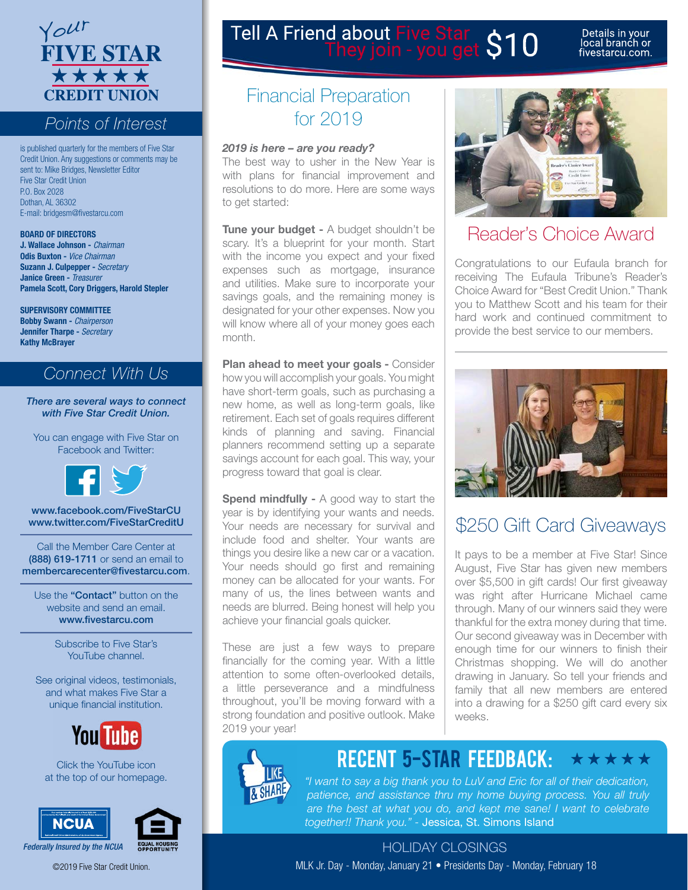# Your FIVE STAR ★★★★★ CREDIT UNION

## Points of Interest

is published quarterly for the members of Five Star Credit Union. Any suggestions or comments may be sent to: Mike Bridges, Newsletter Editor
Five Star Credit Union
P.O. Box 2028
Dothan, AL 36302
E-mail: bridgesm@fivestarcu.com

**BOARD OF DIRECTORS**
**J. Wallace Johnson** - *Chairman*
**Odis Buxton** - *Vice Chairman*
**Suzann J. Culpepper** - *Secretary*
**Janice Green** - *Treasurer*
**Pamela Scott, Cory Driggers, Harold Stepler**

**SUPERVISORY COMMITTEE**
**Bobby Swann** - *Chairperson*
**Jennifer Tharpe** - *Secretary*
**Kathy McBrayer**

## Connect With Us

***There are several ways to connect with Five Star Credit Union.***

You can engage with Five Star on Facebook and Twitter:

**www.facebook.com/FiveStarCU**
**www.twitter.com/FiveStarCreditU**

Call the Member Care Center at **(888) 619-1711** or send an email to **membercarecenter@fivestarcu.com**.

Use the **"Contact"** button on the website and send an email.
**www.fivestarcu.com**

Subscribe to Five Star's YouTube channel.

See original videos, testimonials, and what makes Five Star a unique financial institution.

Click the YouTube icon at the top of our homepage.

*Federally Insured by the NCUA*

©2019 Five Star Credit Union.

---

**Tell A Friend about Five Star — They join - you get $10**
Details in your local branch or fivestarcu.com.

## Financial Preparation for 2019

***2019 is here – are you ready?***
The best way to usher in the New Year is with plans for financial improvement and resolutions to do more. Here are some ways to get started:

**Tune your budget -** A budget shouldn't be scary. It's a blueprint for your month. Start with the income you expect and your fixed expenses such as mortgage, insurance and utilities. Make sure to incorporate your savings goals, and the remaining money is designated for your other expenses. Now you will know where all of your money goes each month.

**Plan ahead to meet your goals -** Consider how you will accomplish your goals. You might have short-term goals, such as purchasing a new home, as well as long-term goals, like retirement. Each set of goals requires different kinds of planning and saving. Financial planners recommend setting up a separate savings account for each goal. This way, your progress toward that goal is clear.

**Spend mindfully -** A good way to start the year is by identifying your wants and needs. Your needs are necessary for survival and include food and shelter. Your wants are things you desire like a new car or a vacation. Your needs should go first and remaining money can be allocated for your wants. For many of us, the lines between wants and needs are blurred. Being honest will help you achieve your financial goals quicker.

These are just a few ways to prepare financially for the coming year. With a little attention to some often-overlooked details, a little perseverance and a mindfulness throughout, you'll be moving forward with a strong foundation and positive outlook. Make 2019 your year!

## Reader's Choice Award

Congratulations to our Eufaula branch for receiving The Eufaula Tribune's Reader's Choice Award for "Best Credit Union." Thank you to Matthew Scott and his team for their hard work and continued commitment to provide the best service to our members.

## $250 Gift Card Giveaways

It pays to be a member at Five Star! Since August, Five Star has given new members over $5,500 in gift cards! Our first giveaway was right after Hurricane Michael came through. Many of our winners said they were thankful for the extra money during that time. Our second giveaway was in December with enough time for our winners to finish their Christmas shopping. We will do another drawing in January. So tell your friends and family that all new members are entered into a drawing for a $250 gift card every six weeks.

## RECENT 5-STAR FEEDBACK: ★★★★★

LIKE & SHARE

*"I want to say a big thank you to LuV and Eric for all of their dedication, patience, and assistance thru my home buying process. You all truly are the best at what you do, and kept me sane! I want to celebrate together!! Thank you."* - Jessica, St. Simons Island

## HOLIDAY CLOSINGS

MLK Jr. Day - Monday, January 21 • Presidents Day - Monday, February 18